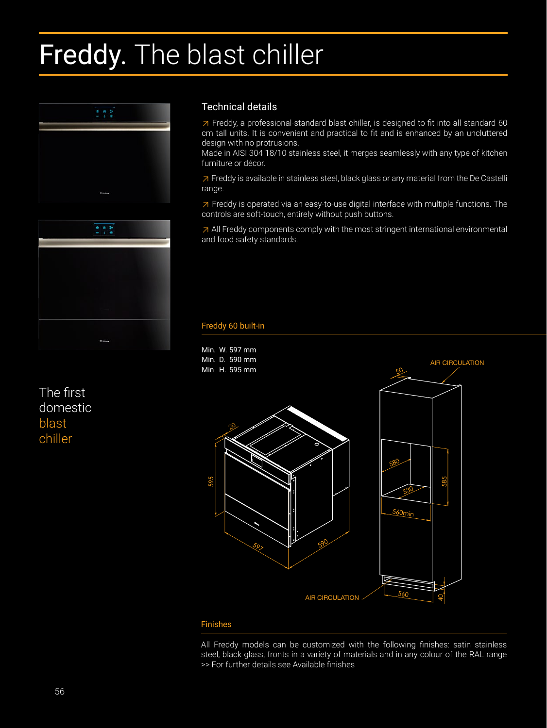# Freddy. The blast chiller

The first domestic blast chiller

## Technical details

↗ Freddy, a professional-standard blast chiller, is designed to fit into all standard 60 cm tall units. It is convenient and practical to fit and is enhanced by an uncluttered design with no protrusions.
Made in AISI 304 18/10 stainless steel, it merges seamlessly with any type of kitchen furniture or décor.

↗ Freddy is available in stainless steel, black glass or any material from the De Castelli range.

↗ Freddy is operated via an easy-to-use digital interface with multiple functions. The controls are soft-touch, entirely without push buttons.

↗ All Freddy components comply with the most stringent international environmental and food safety standards.

### Freddy 60 built-in

Min. W. 597 mm
Min. D. 590 mm
Min H. 595 mm

AIR CIRCULATION
50
20
595
597
590
580
530
560min
585
560
40
AIR CIRCULATION

### Finishes

All Freddy models can be customized with the following finishes: satin stainless steel, black glass, fronts in a variety of materials and in any colour of the RAL range
>> For further details see Available finishes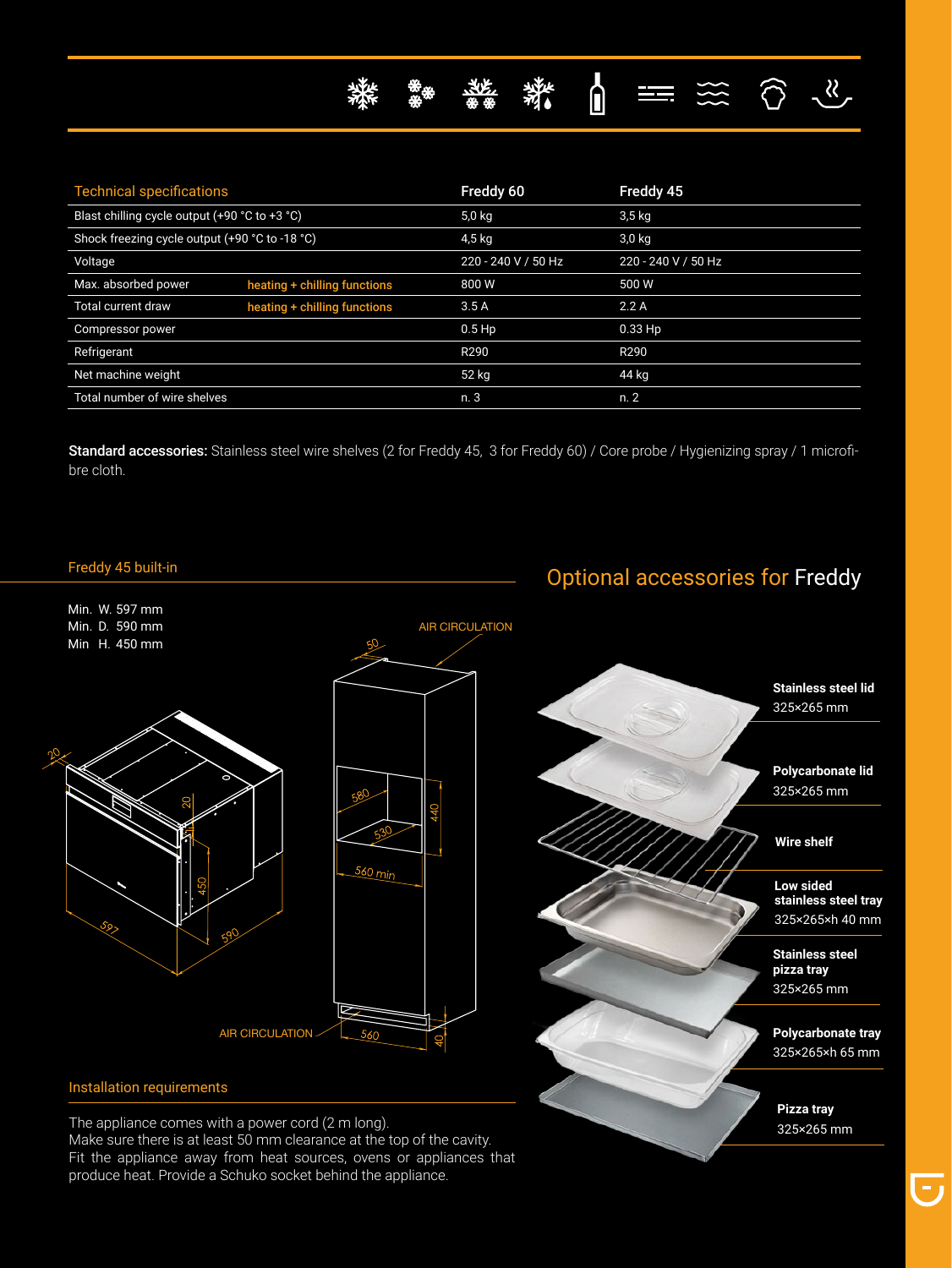| Technical specifications | | Freddy 60 | Freddy 45 |
| --- | --- | --- | --- |
| Blast chilling cycle output (+90 °C to +3 °C) | | 5,0 kg | 3,5 kg |
| Shock freezing cycle output (+90 °C to -18 °C) | | 4,5 kg | 3,0 kg |
| Voltage | | 220 - 240 V / 50 Hz | 220 - 240 V / 50 Hz |
| Max. absorbed power | heating + chilling functions | 800 W | 500 W |
| Total current draw | heating + chilling functions | 3.5 A | 2.2 A |
| Compressor power | | 0.5 Hp | 0.33 Hp |
| Refrigerant | | R290 | R290 |
| Net machine weight | | 52 kg | 44 kg |
| Total number of wire shelves | | n. 3 | n. 2 |

**Standard accessories:** Stainless steel wire shelves (2 for Freddy 45, 3 for Freddy 60) / Core probe / Hygienizing spray / 1 microfibre cloth.

## Freddy 45 built-in

Min. W. 597 mm
Min. D. 590 mm
Min H. 450 mm

AIR CIRCULATION
50
20
20
580
440
530
560 min
450
597
590
AIR CIRCULATION
560
40

## Installation requirements

The appliance comes with a power cord (2 m long).
Make sure there is at least 50 mm clearance at the top of the cavity.
Fit the appliance away from heat sources, ovens or appliances that produce heat. Provide a Schuko socket behind the appliance.

## Optional accessories for Freddy

**Stainless steel lid**
325×265 mm

**Polycarbonate lid**
325×265 mm

**Wire shelf**

**Low sided stainless steel tray**
325×265×h 40 mm

**Stainless steel pizza tray**
325×265 mm

**Polycarbonate tray**
325×265×h 65 mm

**Pizza tray**
325×265 mm